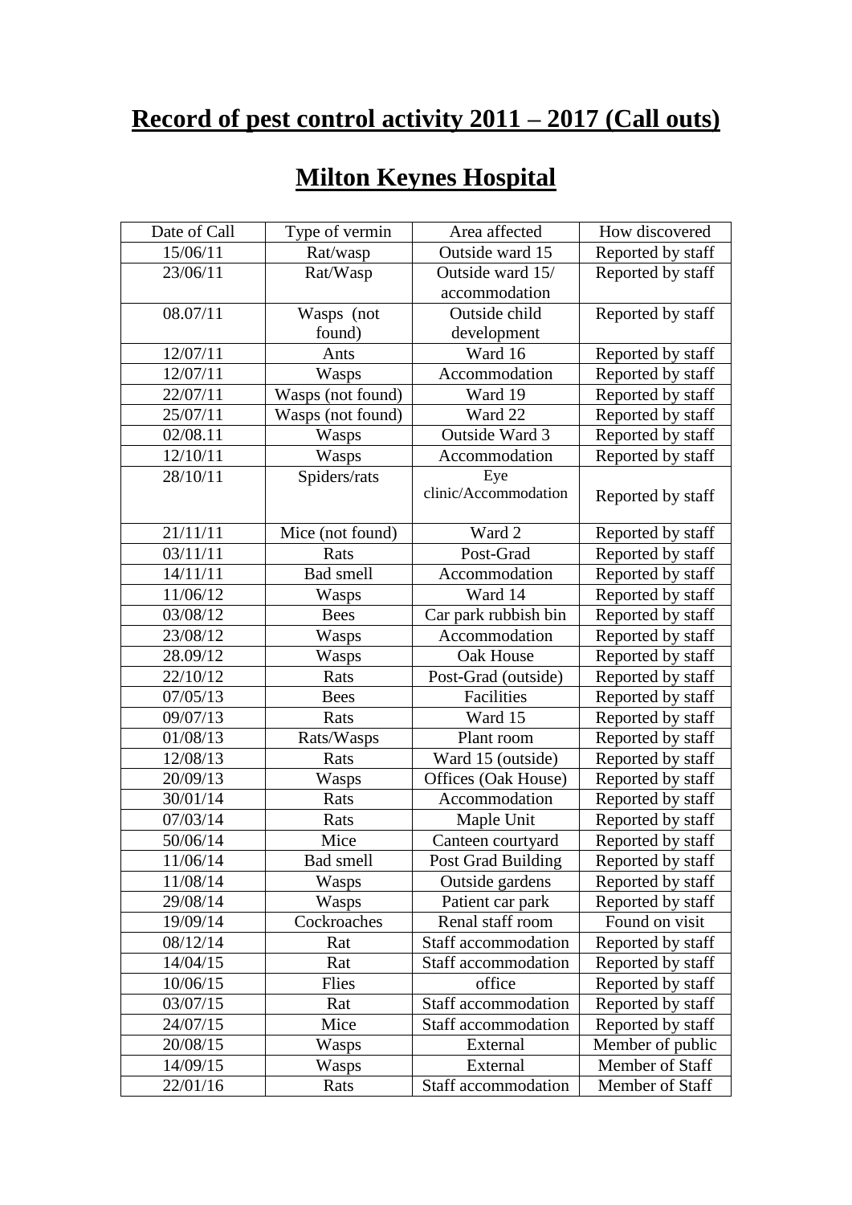# Record of pest control activity 2011 – 2017 (Call outs)

# Milton Keynes Hospital

| Date of Call | Type of vermin | Area affected | How discovered |
|---|---|---|---|
| 15/06/11 | Rat/wasp | Outside ward 15 | Reported by staff |
| 23/06/11 | Rat/Wasp | Outside ward 15/ accommodation | Reported by staff |
| 08.07/11 | Wasps (not found) | Outside child development | Reported by staff |
| 12/07/11 | Ants | Ward 16 | Reported by staff |
| 12/07/11 | Wasps | Accommodation | Reported by staff |
| 22/07/11 | Wasps (not found) | Ward 19 | Reported by staff |
| 25/07/11 | Wasps (not found) | Ward 22 | Reported by staff |
| 02/08.11 | Wasps | Outside Ward 3 | Reported by staff |
| 12/10/11 | Wasps | Accommodation | Reported by staff |
| 28/10/11 | Spiders/rats | Eye clinic/Accommodation | Reported by staff |
| 21/11/11 | Mice (not found) | Ward 2 | Reported by staff |
| 03/11/11 | Rats | Post-Grad | Reported by staff |
| 14/11/11 | Bad smell | Accommodation | Reported by staff |
| 11/06/12 | Wasps | Ward 14 | Reported by staff |
| 03/08/12 | Bees | Car park rubbish bin | Reported by staff |
| 23/08/12 | Wasps | Accommodation | Reported by staff |
| 28.09/12 | Wasps | Oak House | Reported by staff |
| 22/10/12 | Rats | Post-Grad (outside) | Reported by staff |
| 07/05/13 | Bees | Facilities | Reported by staff |
| 09/07/13 | Rats | Ward 15 | Reported by staff |
| 01/08/13 | Rats/Wasps | Plant room | Reported by staff |
| 12/08/13 | Rats | Ward 15 (outside) | Reported by staff |
| 20/09/13 | Wasps | Offices (Oak House) | Reported by staff |
| 30/01/14 | Rats | Accommodation | Reported by staff |
| 07/03/14 | Rats | Maple Unit | Reported by staff |
| 50/06/14 | Mice | Canteen courtyard | Reported by staff |
| 11/06/14 | Bad smell | Post Grad Building | Reported by staff |
| 11/08/14 | Wasps | Outside gardens | Reported by staff |
| 29/08/14 | Wasps | Patient car park | Reported by staff |
| 19/09/14 | Cockroaches | Renal staff room | Found on visit |
| 08/12/14 | Rat | Staff accommodation | Reported by staff |
| 14/04/15 | Rat | Staff accommodation | Reported by staff |
| 10/06/15 | Flies | office | Reported by staff |
| 03/07/15 | Rat | Staff accommodation | Reported by staff |
| 24/07/15 | Mice | Staff accommodation | Reported by staff |
| 20/08/15 | Wasps | External | Member of public |
| 14/09/15 | Wasps | External | Member of Staff |
| 22/01/16 | Rats | Staff accommodation | Member of Staff |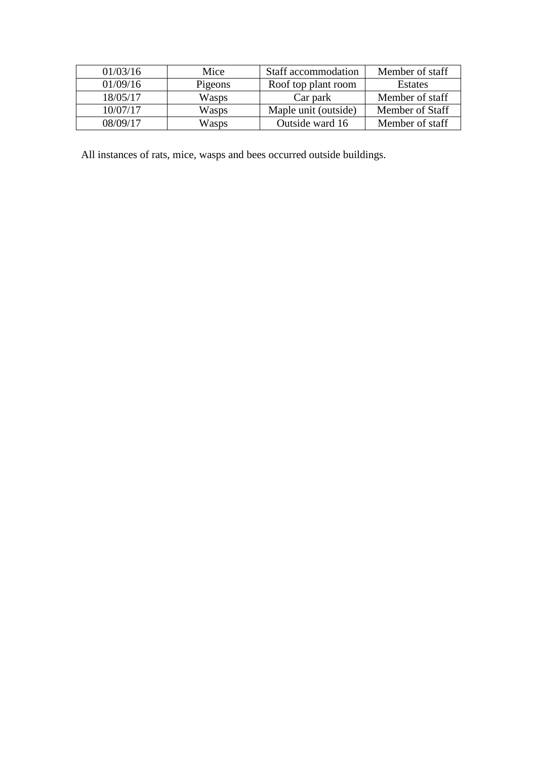| | | | |
|---|---|---|---|
| 01/03/16 | Mice | Staff accommodation | Member of staff |
| 01/09/16 | Pigeons | Roof top plant room | Estates |
| 18/05/17 | Wasps | Car park | Member of staff |
| 10/07/17 | Wasps | Maple unit (outside) | Member of Staff |
| 08/09/17 | Wasps | Outside ward 16 | Member of staff |

All instances of rats, mice, wasps and bees occurred outside buildings.